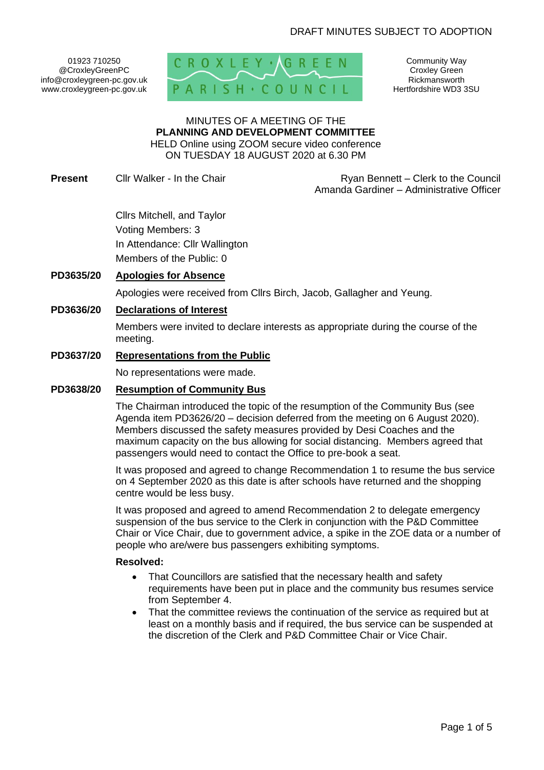DRAFT MINUTES SUBJECT TO ADOPTION

01923 710250
@CroxleyGreenPC
info@croxleygreen-pc.gov.uk
www.croxleygreen-pc.gov.uk

CROXLEY GREEN PARISH COUNCIL

Community Way
Croxley Green
Rickmansworth
Hertfordshire WD3 3SU

MINUTES OF A MEETING OF THE
**PLANNING AND DEVELOPMENT COMMITTEE**
HELD Online using ZOOM secure video conference
ON TUESDAY 18 AUGUST 2020 at 6.30 PM

**Present** Cllr Walker - In the Chair

Ryan Bennett – Clerk to the Council
Amanda Gardiner – Administrative Officer

Cllrs Mitchell, and Taylor
Voting Members: 3
In Attendance: Cllr Wallington
Members of the Public: 0

**PD3635/20** **Apologies for Absence**

Apologies were received from Cllrs Birch, Jacob, Gallagher and Yeung.

**PD3636/20** **Declarations of Interest**

Members were invited to declare interests as appropriate during the course of the meeting.

**PD3637/20** **Representations from the Public**

No representations were made.

**PD3638/20** **Resumption of Community Bus**

The Chairman introduced the topic of the resumption of the Community Bus (see Agenda item PD3626/20 – decision deferred from the meeting on 6 August 2020). Members discussed the safety measures provided by Desi Coaches and the maximum capacity on the bus allowing for social distancing. Members agreed that passengers would need to contact the Office to pre-book a seat.

It was proposed and agreed to change Recommendation 1 to resume the bus service on 4 September 2020 as this date is after schools have returned and the shopping centre would be less busy.

It was proposed and agreed to amend Recommendation 2 to delegate emergency suspension of the bus service to the Clerk in conjunction with the P&D Committee Chair or Vice Chair, due to government advice, a spike in the ZOE data or a number of people who are/were bus passengers exhibiting symptoms.

**Resolved:**

- That Councillors are satisfied that the necessary health and safety requirements have been put in place and the community bus resumes service from September 4.
- That the committee reviews the continuation of the service as required but at least on a monthly basis and if required, the bus service can be suspended at the discretion of the Clerk and P&D Committee Chair or Vice Chair.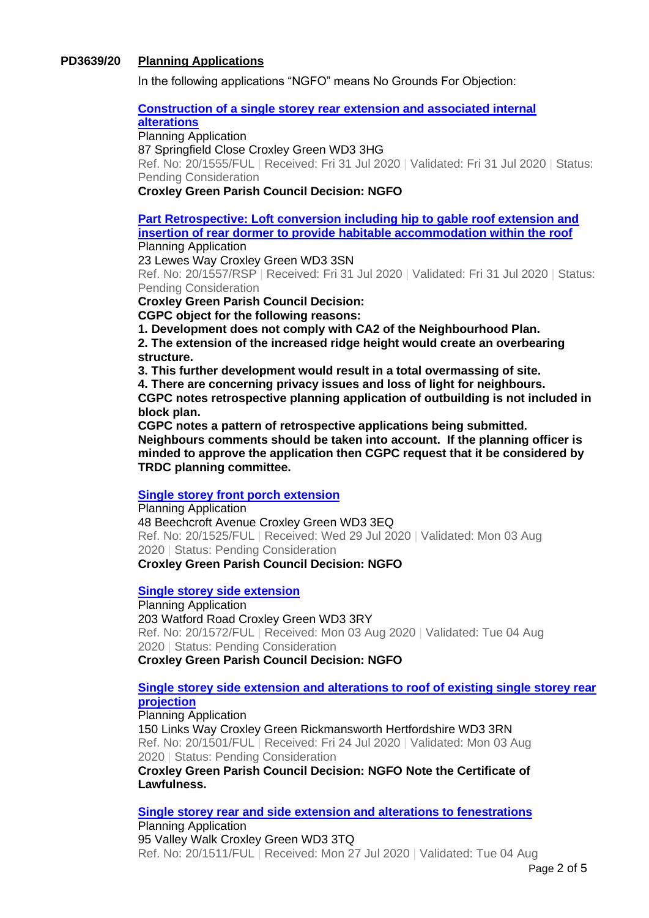**PD3639/20 Planning Applications**

In the following applications "NGFO" means No Grounds For Objection:

**Construction of a single storey rear extension and associated internal alterations**
Planning Application
87 Springfield Close Croxley Green WD3 3HG
Ref. No: 20/1555/FUL | Received: Fri 31 Jul 2020 | Validated: Fri 31 Jul 2020 | Status: Pending Consideration
**Croxley Green Parish Council Decision: NGFO**

**Part Retrospective: Loft conversion including hip to gable roof extension and insertion of rear dormer to provide habitable accommodation within the roof**
Planning Application
23 Lewes Way Croxley Green WD3 3SN
Ref. No: 20/1557/RSP | Received: Fri 31 Jul 2020 | Validated: Fri 31 Jul 2020 | Status: Pending Consideration
**Croxley Green Parish Council Decision:**
**CGPC object for the following reasons:**
**1. Development does not comply with CA2 of the Neighbourhood Plan.**
**2. The extension of the increased ridge height would create an overbearing structure.**
**3. This further development would result in a total overmassing of site.**
**4. There are concerning privacy issues and loss of light for neighbours.**
**CGPC notes retrospective planning application of outbuilding is not included in block plan.**
**CGPC notes a pattern of retrospective applications being submitted. Neighbours comments should be taken into account. If the planning officer is minded to approve the application then CGPC request that it be considered by TRDC planning committee.**

**Single storey front porch extension**
Planning Application
48 Beechcroft Avenue Croxley Green WD3 3EQ
Ref. No: 20/1525/FUL | Received: Wed 29 Jul 2020 | Validated: Mon 03 Aug 2020 | Status: Pending Consideration
**Croxley Green Parish Council Decision: NGFO**

**Single storey side extension**
Planning Application
203 Watford Road Croxley Green WD3 3RY
Ref. No: 20/1572/FUL | Received: Mon 03 Aug 2020 | Validated: Tue 04 Aug 2020 | Status: Pending Consideration
**Croxley Green Parish Council Decision: NGFO**

**Single storey side extension and alterations to roof of existing single storey rear projection**
Planning Application
150 Links Way Croxley Green Rickmansworth Hertfordshire WD3 3RN
Ref. No: 20/1501/FUL | Received: Fri 24 Jul 2020 | Validated: Mon 03 Aug 2020 | Status: Pending Consideration
**Croxley Green Parish Council Decision: NGFO Note the Certificate of Lawfulness.**

**Single storey rear and side extension and alterations to fenestrations**
Planning Application
95 Valley Walk Croxley Green WD3 3TQ
Ref. No: 20/1511/FUL | Received: Mon 27 Jul 2020 | Validated: Tue 04 Aug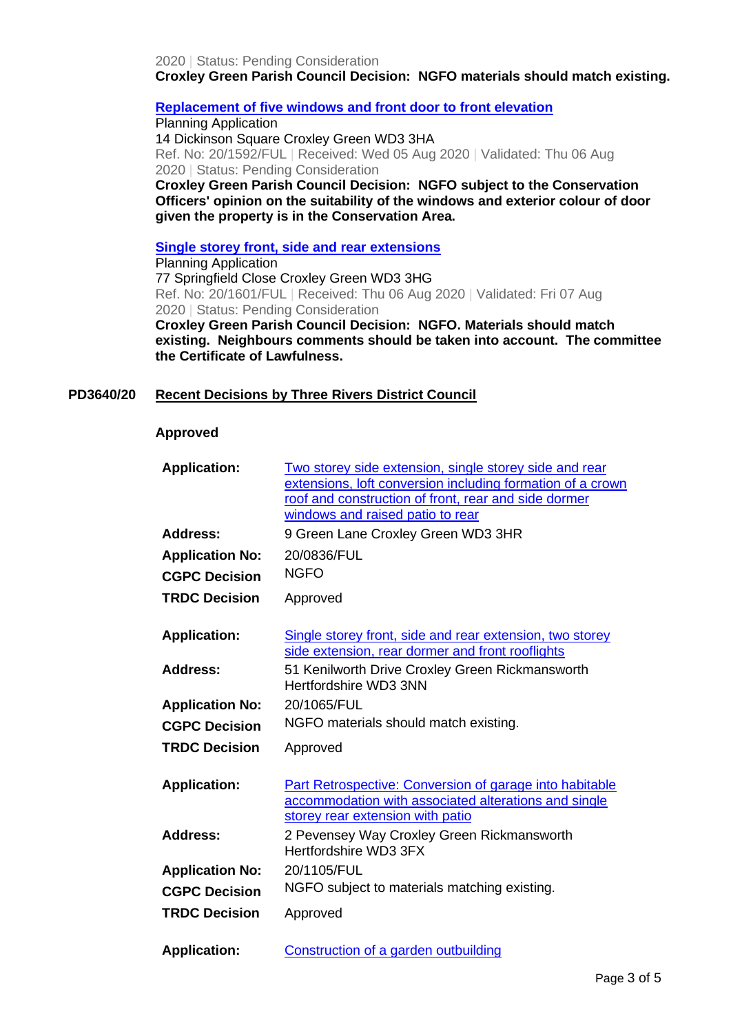2020 | Status: Pending Consideration
**Croxley Green Parish Council Decision: NGFO materials should match existing.**

**Replacement of five windows and front door to front elevation**
Planning Application
14 Dickinson Square Croxley Green WD3 3HA
Ref. No: 20/1592/FUL | Received: Wed 05 Aug 2020 | Validated: Thu 06 Aug 2020 | Status: Pending Consideration
**Croxley Green Parish Council Decision: NGFO subject to the Conservation Officers' opinion on the suitability of the windows and exterior colour of door given the property is in the Conservation Area.**

**Single storey front, side and rear extensions**
Planning Application
77 Springfield Close Croxley Green WD3 3HG
Ref. No: 20/1601/FUL | Received: Thu 06 Aug 2020 | Validated: Fri 07 Aug 2020 | Status: Pending Consideration
**Croxley Green Parish Council Decision: NGFO. Materials should match existing. Neighbours comments should be taken into account. The committee the Certificate of Lawfulness.**

**PD3640/20 Recent Decisions by Three Rivers District Council**

**Approved**

| | |
|---|---|
| **Application:** | Two storey side extension, single storey side and rear extensions, loft conversion including formation of a crown roof and construction of front, rear and side dormer windows and raised patio to rear |
| **Address:** | 9 Green Lane Croxley Green WD3 3HR |
| **Application No:** | 20/0836/FUL |
| **CGPC Decision** | NGFO |
| **TRDC Decision** | Approved |
| **Application:** | Single storey front, side and rear extension, two storey side extension, rear dormer and front rooflights |
| **Address:** | 51 Kenilworth Drive Croxley Green Rickmansworth Hertfordshire WD3 3NN |
| **Application No:** | 20/1065/FUL |
| **CGPC Decision** | NGFO materials should match existing. |
| **TRDC Decision** | Approved |
| **Application:** | Part Retrospective: Conversion of garage into habitable accommodation with associated alterations and single storey rear extension with patio |
| **Address:** | 2 Pevensey Way Croxley Green Rickmansworth Hertfordshire WD3 3FX |
| **Application No:** | 20/1105/FUL |
| **CGPC Decision** | NGFO subject to materials matching existing. |
| **TRDC Decision** | Approved |
| **Application:** | Construction of a garden outbuilding |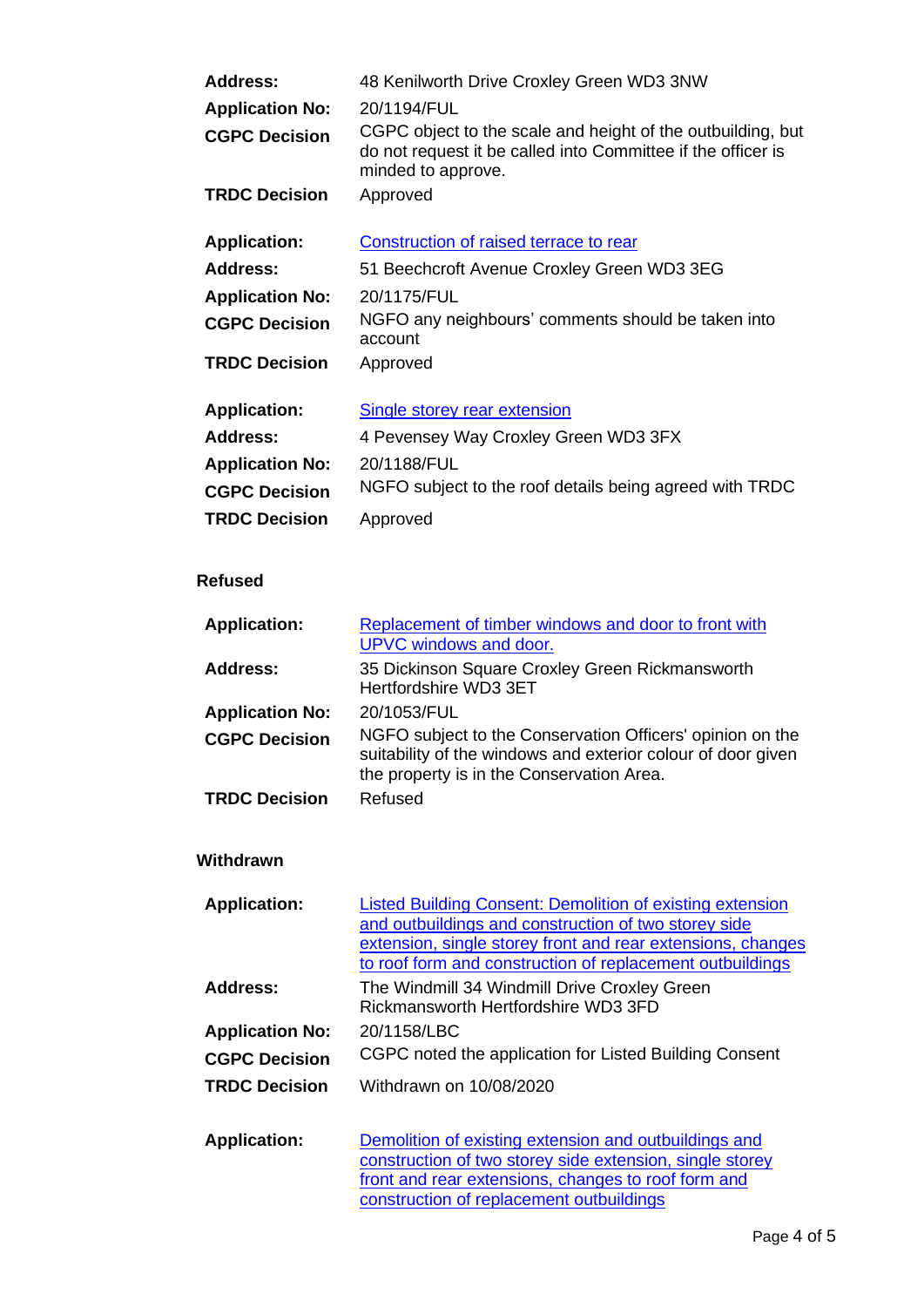| | |
|---|---|
| **Address:** | 48 Kenilworth Drive Croxley Green WD3 3NW |
| **Application No:** | 20/1194/FUL |
| **CGPC Decision** | CGPC object to the scale and height of the outbuilding, but do not request it be called into Committee if the officer is minded to approve. |
| **TRDC Decision** | Approved |

| | |
|---|---|
| **Application:** | Construction of raised terrace to rear |
| **Address:** | 51 Beechcroft Avenue Croxley Green WD3 3EG |
| **Application No:** | 20/1175/FUL |
| **CGPC Decision** | NGFO any neighbours' comments should be taken into account |
| **TRDC Decision** | Approved |

| | |
|---|---|
| **Application:** | Single storey rear extension |
| **Address:** | 4 Pevensey Way Croxley Green WD3 3FX |
| **Application No:** | 20/1188/FUL |
| **CGPC Decision** | NGFO subject to the roof details being agreed with TRDC |
| **TRDC Decision** | Approved |

**Refused**

| | |
|---|---|
| **Application:** | Replacement of timber windows and door to front with UPVC windows and door. |
| **Address:** | 35 Dickinson Square Croxley Green Rickmansworth Hertfordshire WD3 3ET |
| **Application No:** | 20/1053/FUL |
| **CGPC Decision** | NGFO subject to the Conservation Officers' opinion on the suitability of the windows and exterior colour of door given the property is in the Conservation Area. |
| **TRDC Decision** | Refused |

**Withdrawn**

| | |
|---|---|
| **Application:** | Listed Building Consent: Demolition of existing extension and outbuildings and construction of two storey side extension, single storey front and rear extensions, changes to roof form and construction of replacement outbuildings |
| **Address:** | The Windmill 34 Windmill Drive Croxley Green Rickmansworth Hertfordshire WD3 3FD |
| **Application No:** | 20/1158/LBC |
| **CGPC Decision** | CGPC noted the application for Listed Building Consent |
| **TRDC Decision** | Withdrawn on 10/08/2020 |

| | |
|---|---|
| **Application:** | Demolition of existing extension and outbuildings and construction of two storey side extension, single storey front and rear extensions, changes to roof form and construction of replacement outbuildings |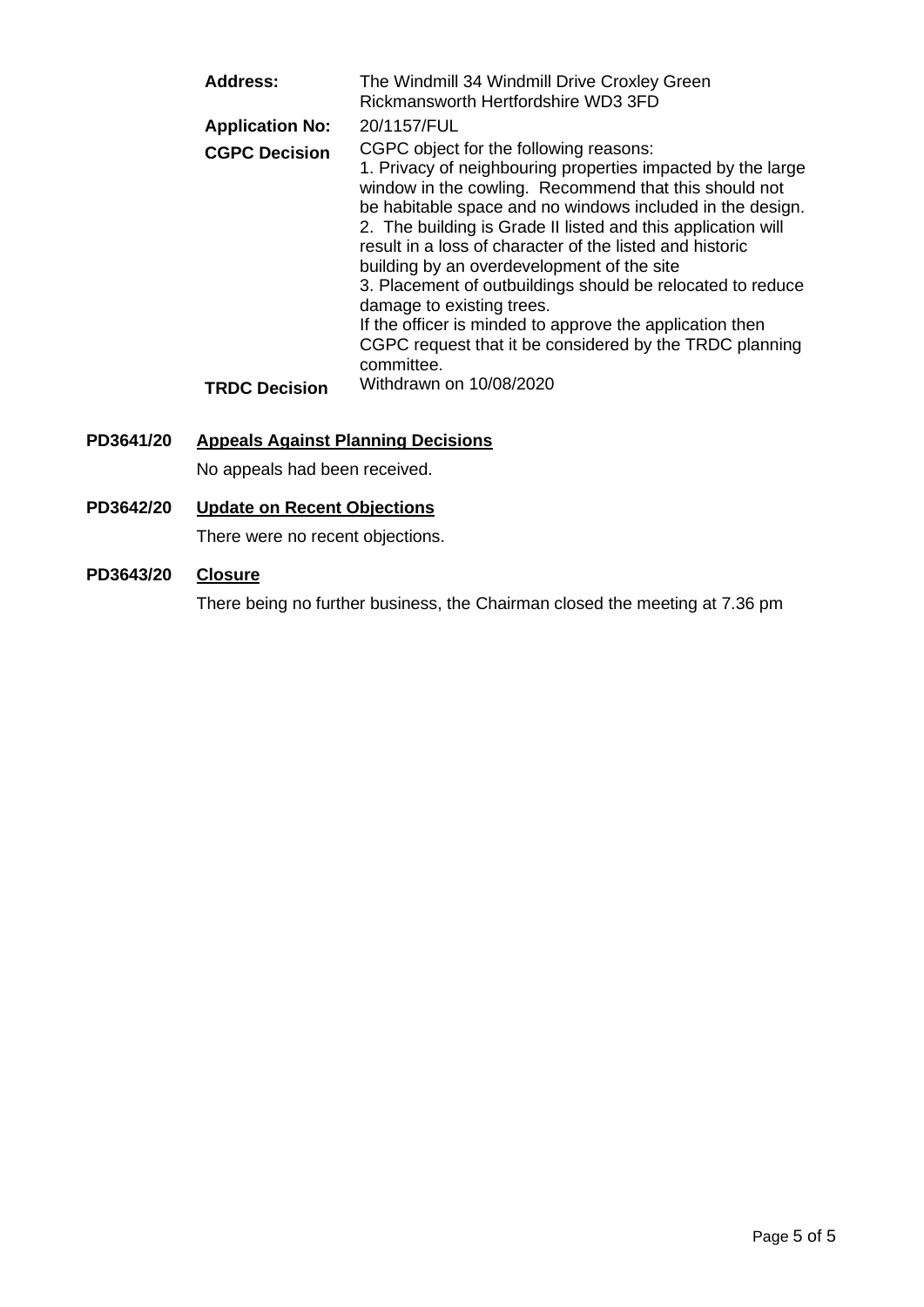| | |
|---|---|
| **Address:** | The Windmill 34 Windmill Drive Croxley Green Rickmansworth Hertfordshire WD3 3FD |
| **Application No:** | 20/1157/FUL |
| **CGPC Decision** | CGPC object for the following reasons:<br>1. Privacy of neighbouring properties impacted by the large window in the cowling. Recommend that this should not be habitable space and no windows included in the design.<br>2. The building is Grade II listed and this application will result in a loss of character of the listed and historic building by an overdevelopment of the site<br>3. Placement of outbuildings should be relocated to reduce damage to existing trees.<br>If the officer is minded to approve the application then CGPC request that it be considered by the TRDC planning committee. |
| **TRDC Decision** | Withdrawn on 10/08/2020 |

**PD3641/20 Appeals Against Planning Decisions**

No appeals had been received.

**PD3642/20 Update on Recent Objections**

There were no recent objections.

**PD3643/20 Closure**

There being no further business, the Chairman closed the meeting at 7.36 pm